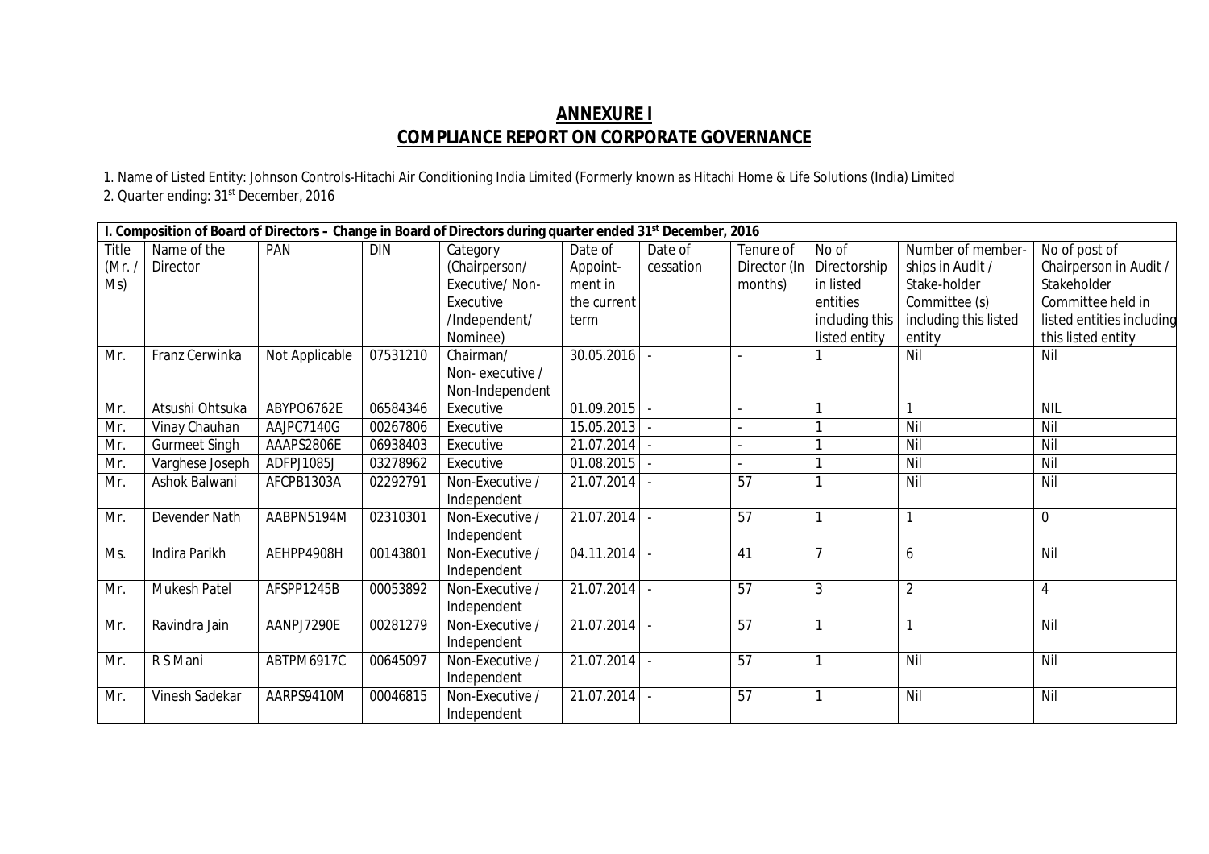# ANNEXURE I

# COMPLIANCE REPORT ON CORPORATE GOVERNANCE

1. Name of Listed Entity: Johnson Controls-Hitachi Air Conditioning India Limited (Formerly known as Hitachi Home & Life Solutions (India) Limited
2. Quarter ending: 31st December, 2016

| I. Composition of Board of Directors – Change in Board of Directors during quarter ended 31st December, 2016 | | | | | | | | | | |
|---|---|---|---|---|---|---|---|---|---|---|
| Title (Mr. / Ms) | Name of the Director | PAN | DIN | Category (Chairperson/ Executive/ Non-Executive /Independent/ Nominee) | Date of Appoint-ment in the current term | Date of cessation | Tenure of Director (In months) | No of Directorship in listed entities including this listed entity | Number of member-ships in Audit / Stake-holder Committee (s) including this listed entity | No of post of Chairperson in Audit / Stakeholder Committee held in listed entities including this listed entity |
| Mr. | Franz Cerwinka | Not Applicable | 07531210 | Chairman/ Non- executive / Non-Independent | 30.05.2016 | - | - | 1 | Nil | Nil |
| Mr. | Atsushi Ohtsuka | ABYPO6762E | 06584346 | Executive | 01.09.2015 | - | - | 1 | 1 | NIL |
| Mr. | Vinay Chauhan | AAJPC7140G | 00267806 | Executive | 15.05.2013 | - | - | 1 | Nil | Nil |
| Mr. | Gurmeet Singh | AAAPS2806E | 06938403 | Executive | 21.07.2014 | - | - | 1 | Nil | Nil |
| Mr. | Varghese Joseph | ADFPJ1085J | 03278962 | Executive | 01.08.2015 | - | - | 1 | Nil | Nil |
| Mr. | Ashok Balwani | AFCPB1303A | 02292791 | Non-Executive / Independent | 21.07.2014 | - | 57 | 1 | Nil | Nil |
| Mr. | Devender Nath | AABPN5194M | 02310301 | Non-Executive / Independent | 21.07.2014 | - | 57 | 1 | 1 | 0 |
| Ms. | Indira Parikh | AEHPP4908H | 00143801 | Non-Executive / Independent | 04.11.2014 | - | 41 | 7 | 6 | Nil |
| Mr. | Mukesh Patel | AFSPP1245B | 00053892 | Non-Executive / Independent | 21.07.2014 | - | 57 | 3 | 2 | 4 |
| Mr. | Ravindra Jain | AANPJ7290E | 00281279 | Non-Executive / Independent | 21.07.2014 | - | 57 | 1 | 1 | Nil |
| Mr. | R S Mani | ABTPM6917C | 00645097 | Non-Executive / Independent | 21.07.2014 | - | 57 | 1 | Nil | Nil |
| Mr. | Vinesh Sadekar | AARPS9410M | 00046815 | Non-Executive / Independent | 21.07.2014 | - | 57 | 1 | Nil | Nil |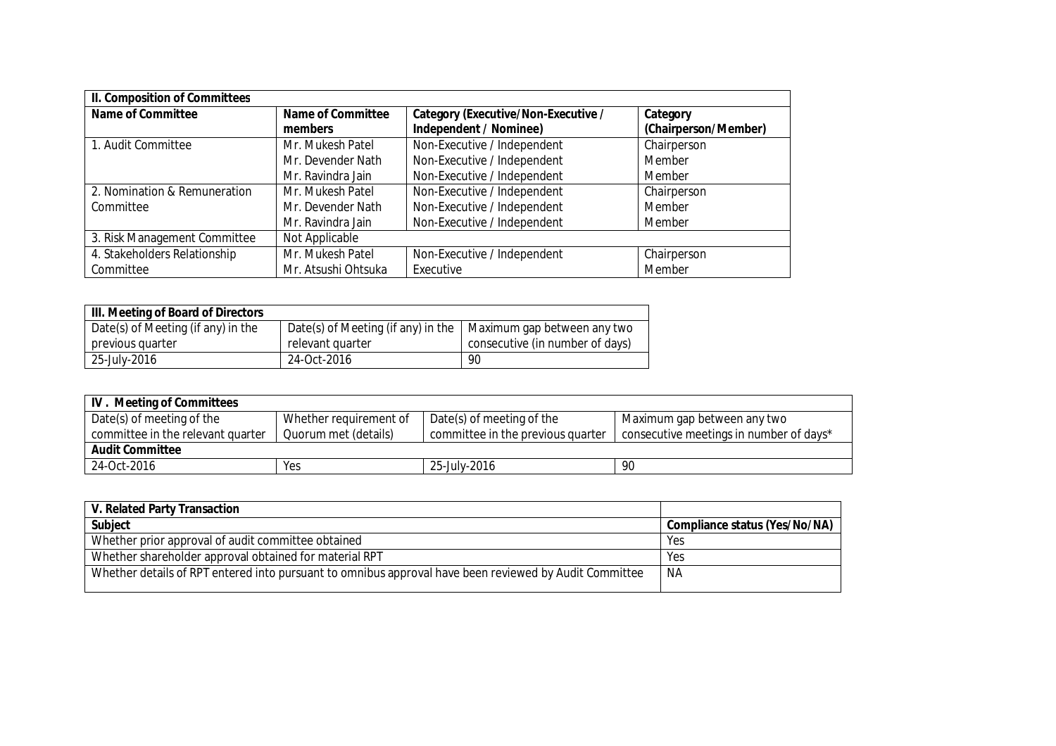| II. Composition of Committees | | | |
|---|---|---|---|
| **Name of Committee** | **Name of Committee members** | **Category (Executive/Non-Executive / Independent / Nominee)** | **Category (Chairperson/Member)** |
| 1. Audit Committee | Mr. Mukesh Patel | Non-Executive / Independent | Chairperson |
| | Mr. Devender Nath | Non-Executive / Independent | Member |
| | Mr. Ravindra Jain | Non-Executive / Independent | Member |
| 2. Nomination & Remuneration Committee | Mr. Mukesh Patel | Non-Executive / Independent | Chairperson |
| | Mr. Devender Nath | Non-Executive / Independent | Member |
| | Mr. Ravindra Jain | Non-Executive / Independent | Member |
| 3. Risk Management Committee | Not Applicable | | |
| 4. Stakeholders Relationship Committee | Mr. Mukesh Patel | Non-Executive / Independent | Chairperson |
| | Mr. Atsushi Ohtsuka | Executive | Member |

| III. Meeting of Board of Directors | | |
|---|---|---|
| Date(s) of Meeting (if any) in the previous quarter | Date(s) of Meeting (if any) in the relevant quarter | Maximum gap between any two consecutive (in number of days) |
| 25-July-2016 | 24-Oct-2016 | 90 |

| IV . Meeting of Committees | | | |
|---|---|---|---|
| Date(s) of meeting of the committee in the relevant quarter | Whether requirement of Quorum met (details) | Date(s) of meeting of the committee in the previous quarter | Maximum gap between any two consecutive meetings in number of days* |
| **Audit Committee** | | | |
| 24-Oct-2016 | Yes | 25-July-2016 | 90 |

| V. Related Party Transaction | |
|---|---|
| **Subject** | **Compliance status (Yes/No/NA)** |
| Whether prior approval of audit committee obtained | Yes |
| Whether shareholder approval obtained for material RPT | Yes |
| Whether details of RPT entered into pursuant to omnibus approval have been reviewed by Audit Committee | NA |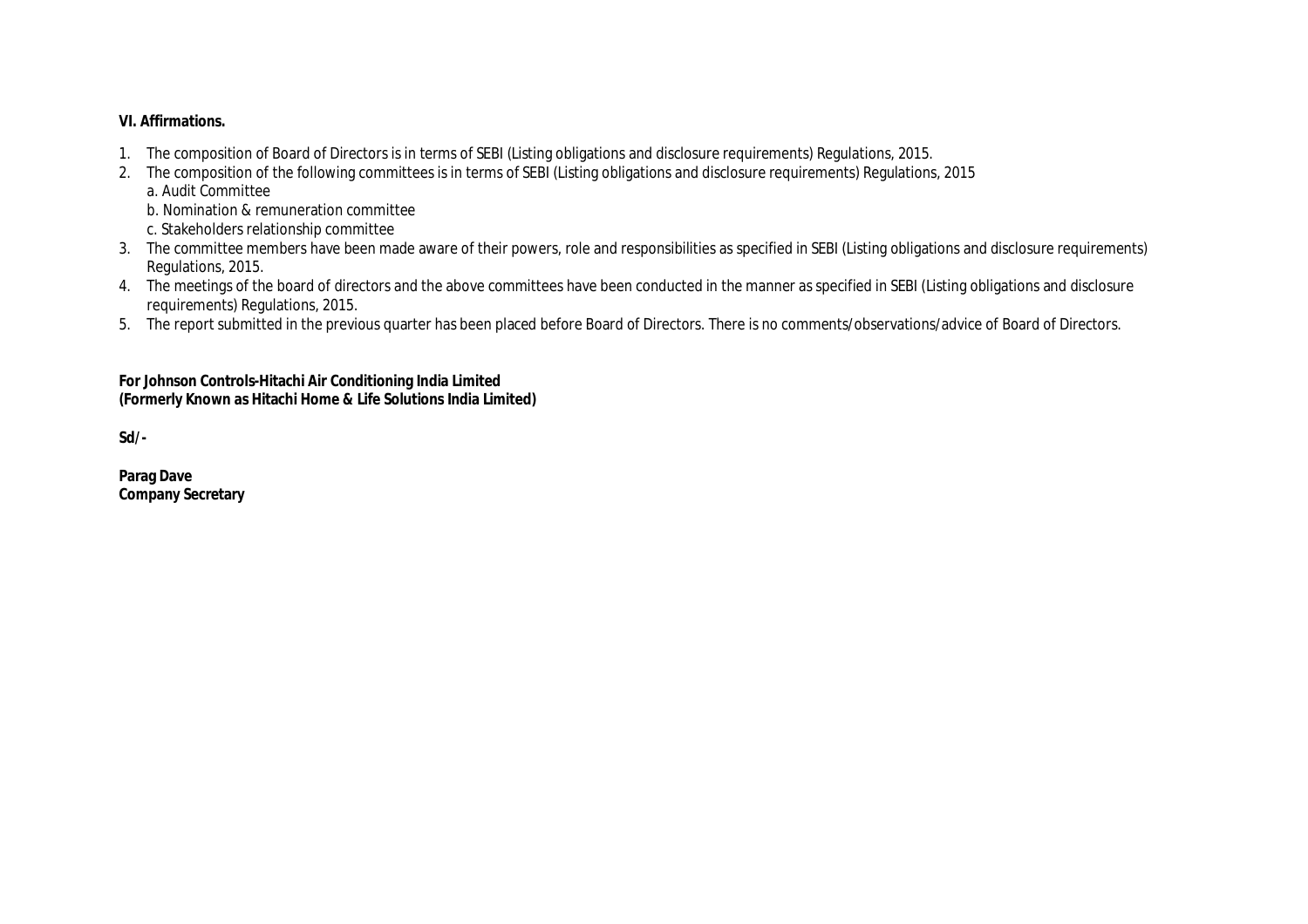**VI. Affirmations.**

1. The composition of Board of Directors is in terms of SEBI (Listing obligations and disclosure requirements) Regulations, 2015.
2. The composition of the following committees is in terms of SEBI (Listing obligations and disclosure requirements) Regulations, 2015
   a. Audit Committee
   b. Nomination & remuneration committee
   c. Stakeholders relationship committee
3. The committee members have been made aware of their powers, role and responsibilities as specified in SEBI (Listing obligations and disclosure requirements) Regulations, 2015.
4. The meetings of the board of directors and the above committees have been conducted in the manner as specified in SEBI (Listing obligations and disclosure requirements) Regulations, 2015.
5. The report submitted in the previous quarter has been placed before Board of Directors. There is no comments/observations/advice of Board of Directors.

**For Johnson Controls-Hitachi Air Conditioning India Limited**
**(Formerly Known as Hitachi Home & Life Solutions India Limited)**

**Sd/-**

**Parag Dave**
**Company Secretary**